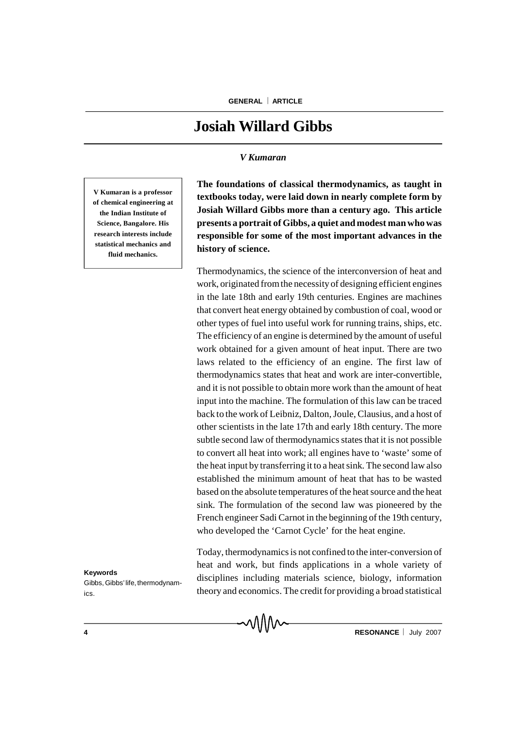# Josiah Willard Gibbs

*V Kumaran*

**V Kumaran is a professor of chemical engineering at the Indian Institute of Science, Bangalore. His research interests include statistical mechanics and fluid mechanics.**

**The foundations of classical thermodynamics, as taught in textbooks today, were laid down in nearly complete form by Josiah Willard Gibbs more than a century ago. This article presents a portrait of Gibbs, a quiet and modest man who was responsible for some of the most important advances in the history of science.**

Thermodynamics, the science of the interconversion of heat and work, originated from the necessity of designing efficient engines in the late 18th and early 19th centuries. Engines are machines that convert heat energy obtained by combustion of coal, wood or other types of fuel into useful work for running trains, ships, etc. The efficiency of an engine is determined by the amount of useful work obtained for a given amount of heat input. There are two laws related to the efficiency of an engine. The first law of thermodynamics states that heat and work are inter-convertible, and it is not possible to obtain more work than the amount of heat input into the machine. The formulation of this law can be traced back to the work of Leibniz, Dalton, Joule, Clausius, and a host of other scientists in the late 17th and early 18th century. The more subtle second law of thermodynamics states that it is not possible to convert all heat into work; all engines have to 'waste' some of the heat input by transferring it to a heat sink. The second law also established the minimum amount of heat that has to be wasted based on the absolute temperatures of the heat source and the heat sink. The formulation of the second law was pioneered by the French engineer Sadi Carnot in the beginning of the 19th century, who developed the 'Carnot Cycle' for the heat engine.

Today, thermodynamics is not confined to the inter-conversion of heat and work, but finds applications in a whole variety of disciplines including materials science, biology, information theory and economics. The credit for providing a broad statistical

**Keywords**

Gibbs, Gibbs' life, thermodynamics.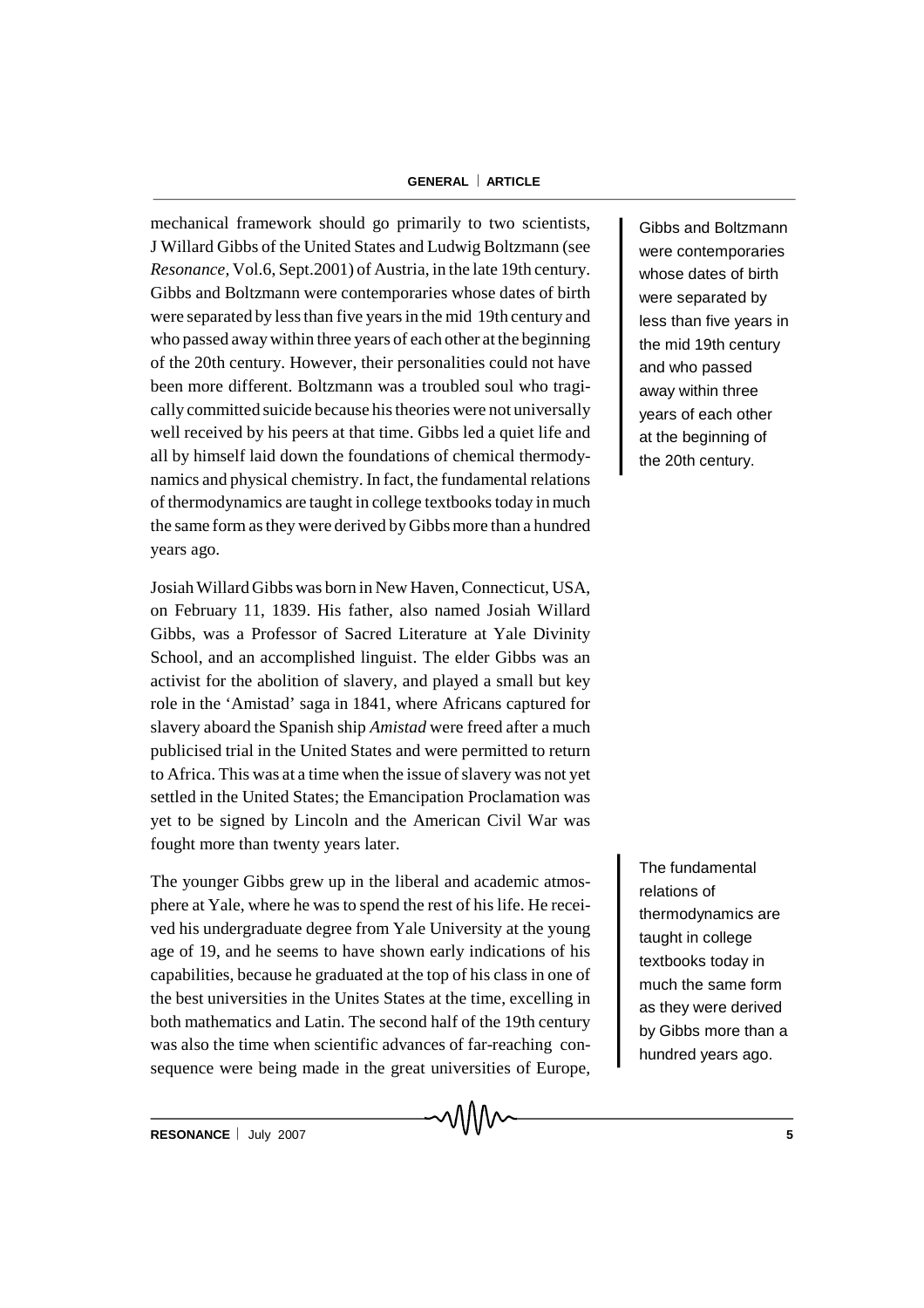mechanical framework should go primarily to two scientists, J Willard Gibbs of the United States and Ludwig Boltzmann (see *Resonance,* Vol.6, Sept.2001) of Austria, in the late 19th century. Gibbs and Boltzmann were contemporaries whose dates of birth were separated by less than five years in the mid 19th century and who passed away within three years of each other at the beginning of the 20th century. However, their personalities could not have been more different. Boltzmann was a troubled soul who tragically committed suicide because his theories were not universally well received by his peers at that time. Gibbs led a quiet life and all by himself laid down the foundations of chemical thermodynamics and physical chemistry. In fact, the fundamental relations of thermodynamics are taught in college textbooks today in much the same form as they were derived by Gibbs more than a hundred years ago.

> Gibbs and Boltzmann were contemporaries whose dates of birth were separated by less than five years in the mid 19th century and who passed away within three years of each other at the beginning of the 20th century.

Josiah Willard Gibbs was born in New Haven, Connecticut, USA, on February 11, 1839. His father, also named Josiah Willard Gibbs, was a Professor of Sacred Literature at Yale Divinity School, and an accomplished linguist. The elder Gibbs was an activist for the abolition of slavery, and played a small but key role in the 'Amistad' saga in 1841, where Africans captured for slavery aboard the Spanish ship *Amistad* were freed after a much publicised trial in the United States and were permitted to return to Africa. This was at a time when the issue of slavery was not yet settled in the United States; the Emancipation Proclamation was yet to be signed by Lincoln and the American Civil War was fought more than twenty years later.

> The fundamental relations of thermodynamics are taught in college textbooks today in much the same form as they were derived by Gibbs more than a hundred years ago.

The younger Gibbs grew up in the liberal and academic atmosphere at Yale, where he was to spend the rest of his life. He received his undergraduate degree from Yale University at the young age of 19, and he seems to have shown early indications of his capabilities, because he graduated at the top of his class in one of the best universities in the Unites States at the time, excelling in both mathematics and Latin. The second half of the 19th century was also the time when scientific advances of far-reaching consequence were being made in the great universities of Europe,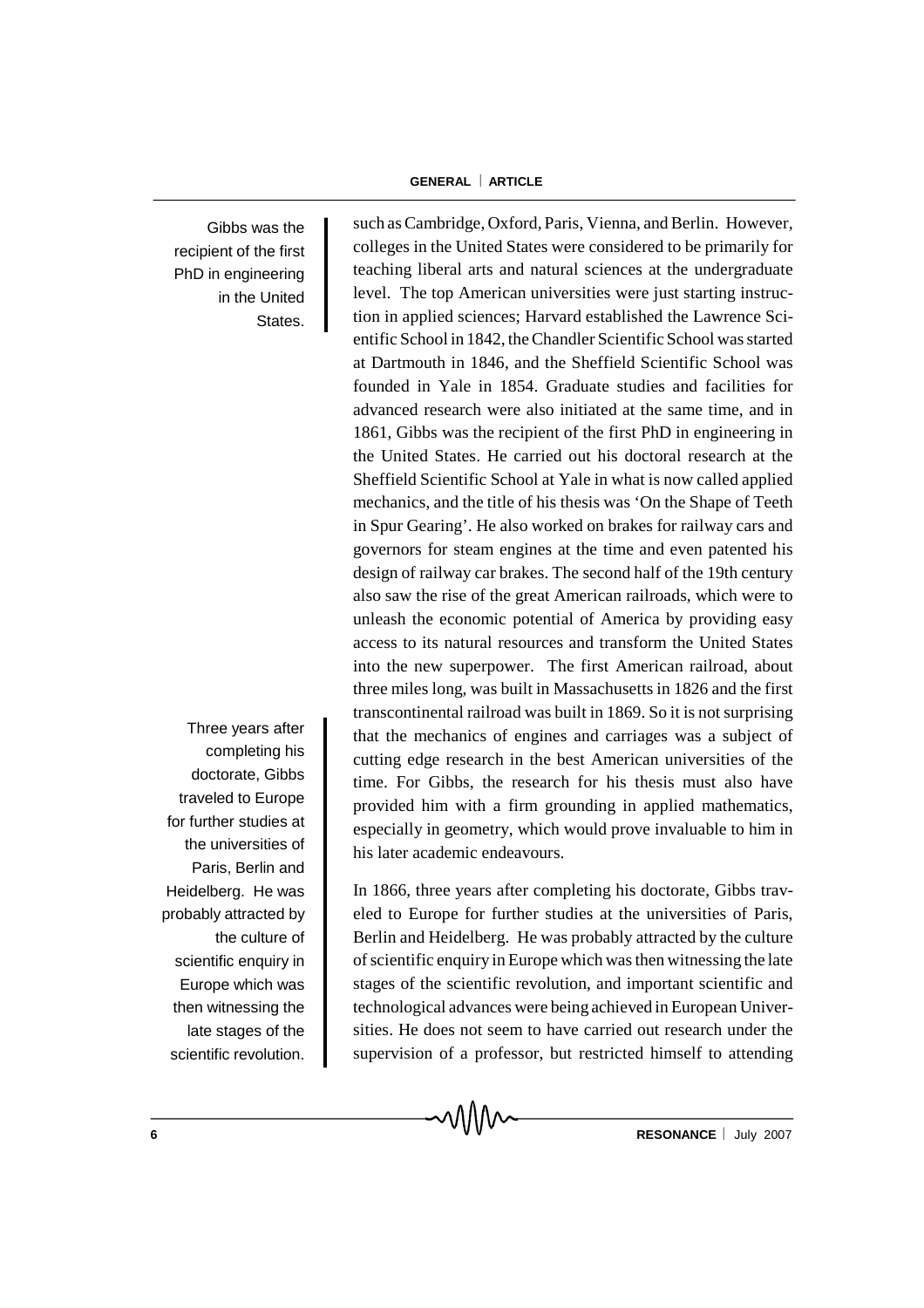such as Cambridge, Oxford, Paris, Vienna, and Berlin. However, colleges in the United States were considered to be primarily for teaching liberal arts and natural sciences at the undergraduate level. The top American universities were just starting instruction in applied sciences; Harvard established the Lawrence Scientific School in 1842, the Chandler Scientific School was started at Dartmouth in 1846, and the Sheffield Scientific School was founded in Yale in 1854. Graduate studies and facilities for advanced research were also initiated at the same time, and in 1861, Gibbs was the recipient of the first PhD in engineering in the United States. He carried out his doctoral research at the Sheffield Scientific School at Yale in what is now called applied mechanics, and the title of his thesis was 'On the Shape of Teeth in Spur Gearing'. He also worked on brakes for railway cars and governors for steam engines at the time and even patented his design of railway car brakes. The second half of the 19th century also saw the rise of the great American railroads, which were to unleash the economic potential of America by providing easy access to its natural resources and transform the United States into the new superpower. The first American railroad, about three miles long, was built in Massachusetts in 1826 and the first transcontinental railroad was built in 1869. So it is not surprising that the mechanics of engines and carriages was a subject of cutting edge research in the best American universities of the time. For Gibbs, the research for his thesis must also have provided him with a firm grounding in applied mathematics, especially in geometry, which would prove invaluable to him in his later academic endeavours.

> Gibbs was the recipient of the first PhD in engineering in the United States.

In 1866, three years after completing his doctorate, Gibbs traveled to Europe for further studies at the universities of Paris, Berlin and Heidelberg. He was probably attracted by the culture of scientific enquiry in Europe which was then witnessing the late stages of the scientific revolution, and important scientific and technological advances were being achieved in European Universities. He does not seem to have carried out research under the supervision of a professor, but restricted himself to attending

> Three years after completing his doctorate, Gibbs traveled to Europe for further studies at the universities of Paris, Berlin and Heidelberg. He was probably attracted by the culture of scientific enquiry in Europe which was then witnessing the late stages of the scientific revolution.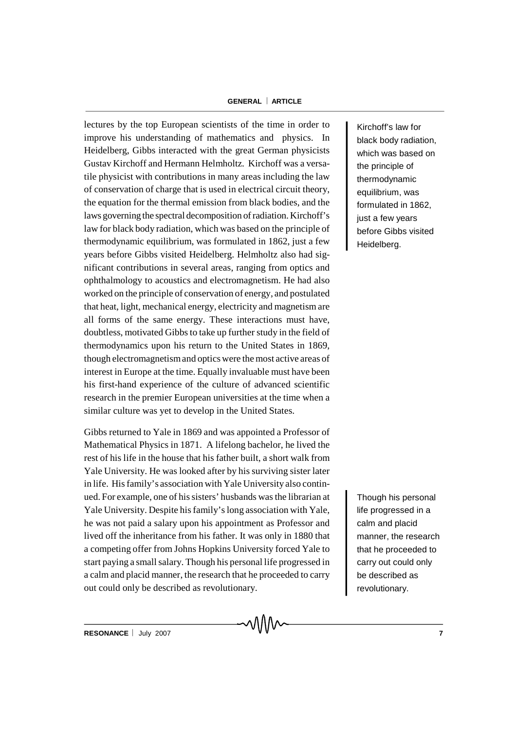lectures by the top European scientists of the time in order to improve his understanding of mathematics and physics. In Heidelberg, Gibbs interacted with the great German physicists Gustav Kirchoff and Hermann Helmholtz. Kirchoff was a versatile physicist with contributions in many areas including the law of conservation of charge that is used in electrical circuit theory, the equation for the thermal emission from black bodies, and the laws governing the spectral decomposition of radiation. Kirchoff's law for black body radiation, which was based on the principle of thermodynamic equilibrium, was formulated in 1862, just a few years before Gibbs visited Heidelberg. Helmholtz also had significant contributions in several areas, ranging from optics and ophthalmology to acoustics and electromagnetism. He had also worked on the principle of conservation of energy, and postulated that heat, light, mechanical energy, electricity and magnetism are all forms of the same energy. These interactions must have, doubtless, motivated Gibbs to take up further study in the field of thermodynamics upon his return to the United States in 1869, though electromagnetism and optics were the most active areas of interest in Europe at the time. Equally invaluable must have been his first-hand experience of the culture of advanced scientific research in the premier European universities at the time when a similar culture was yet to develop in the United States.

> Kirchoff's law for black body radiation, which was based on the principle of thermodynamic equilibrium, was formulated in 1862, just a few years before Gibbs visited Heidelberg.

Gibbs returned to Yale in 1869 and was appointed a Professor of Mathematical Physics in 1871. A lifelong bachelor, he lived the rest of his life in the house that his father built, a short walk from Yale University. He was looked after by his surviving sister later in life. His family's association with Yale University also continued. For example, one of his sisters' husbands was the librarian at Yale University. Despite his family's long association with Yale, he was not paid a salary upon his appointment as Professor and lived off the inheritance from his father. It was only in 1880 that a competing offer from Johns Hopkins University forced Yale to start paying a small salary. Though his personal life progressed in a calm and placid manner, the research that he proceeded to carry out could only be described as revolutionary.

> Though his personal life progressed in a calm and placid manner, the research that he proceeded to carry out could only be described as revolutionary.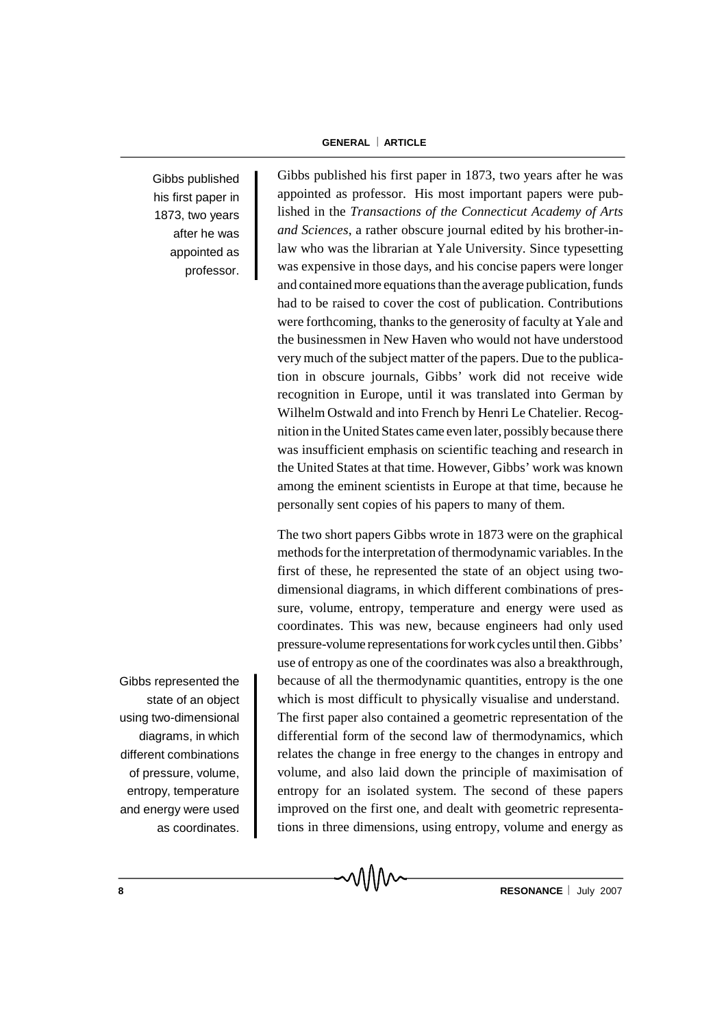Gibbs published his first paper in 1873, two years after he was appointed as professor.

Gibbs published his first paper in 1873, two years after he was appointed as professor. His most important papers were published in the *Transactions of the Connecticut Academy of Arts and Sciences*, a rather obscure journal edited by his brother-in-law who was the librarian at Yale University. Since typesetting was expensive in those days, and his concise papers were longer and contained more equations than the average publication, funds had to be raised to cover the cost of publication. Contributions were forthcoming, thanks to the generosity of faculty at Yale and the businessmen in New Haven who would not have understood very much of the subject matter of the papers. Due to the publication in obscure journals, Gibbs' work did not receive wide recognition in Europe, until it was translated into German by Wilhelm Ostwald and into French by Henri Le Chatelier. Recognition in the United States came even later, possibly because there was insufficient emphasis on scientific teaching and research in the United States at that time. However, Gibbs' work was known among the eminent scientists in Europe at that time, because he personally sent copies of his papers to many of them.

Gibbs represented the state of an object using two-dimensional diagrams, in which different combinations of pressure, volume, entropy, temperature and energy were used as coordinates.

The two short papers Gibbs wrote in 1873 were on the graphical methods for the interpretation of thermodynamic variables. In the first of these, he represented the state of an object using two-dimensional diagrams, in which different combinations of pressure, volume, entropy, temperature and energy were used as coordinates. This was new, because engineers had only used pressure-volume representations for work cycles until then. Gibbs' use of entropy as one of the coordinates was also a breakthrough, because of all the thermodynamic quantities, entropy is the one which is most difficult to physically visualise and understand. The first paper also contained a geometric representation of the differential form of the second law of thermodynamics, which relates the change in free energy to the changes in entropy and volume, and also laid down the principle of maximisation of entropy for an isolated system. The second of these papers improved on the first one, and dealt with geometric representations in three dimensions, using entropy, volume and energy as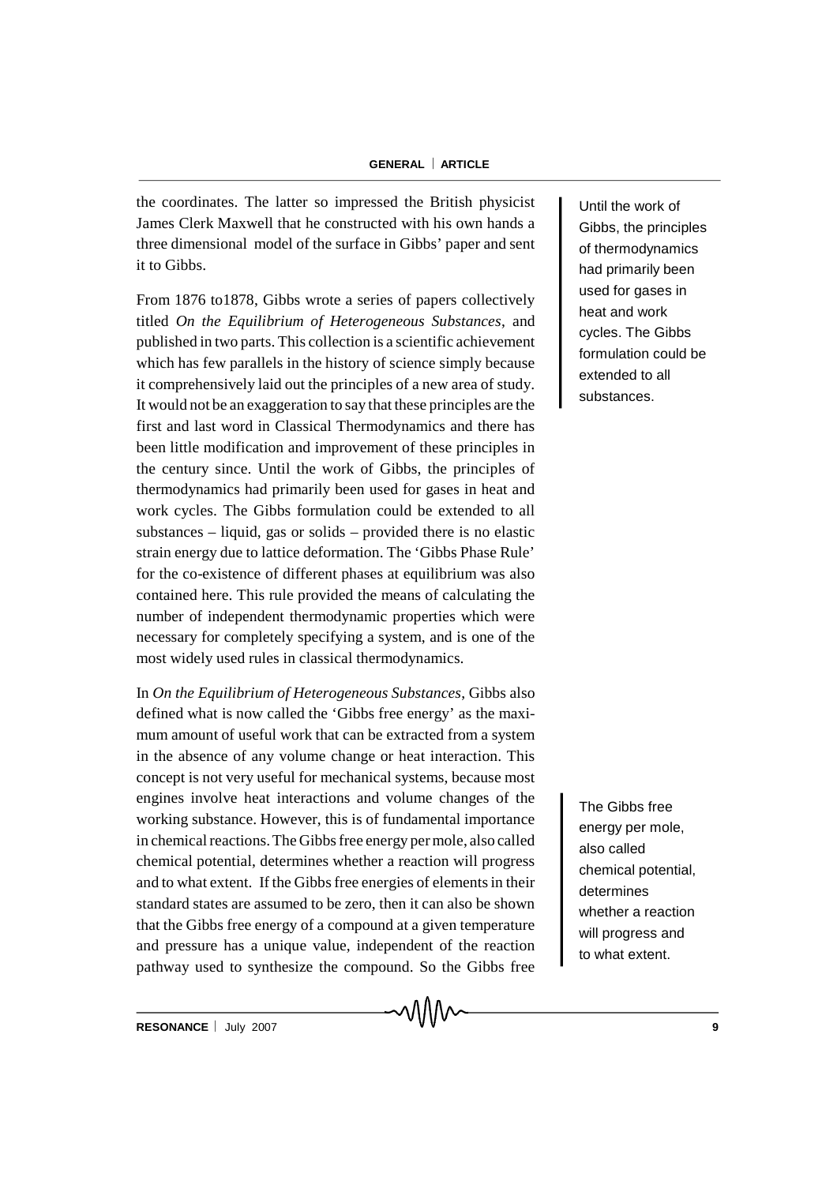the coordinates. The latter so impressed the British physicist James Clerk Maxwell that he constructed with his own hands a three dimensional model of the surface in Gibbs' paper and sent it to Gibbs.

From 1876 to1878, Gibbs wrote a series of papers collectively titled *On the Equilibrium of Heterogeneous Substances*, and published in two parts. This collection is a scientific achievement which has few parallels in the history of science simply because it comprehensively laid out the principles of a new area of study. It would not be an exaggeration to say that these principles are the first and last word in Classical Thermodynamics and there has been little modification and improvement of these principles in the century since. Until the work of Gibbs, the principles of thermodynamics had primarily been used for gases in heat and work cycles. The Gibbs formulation could be extended to all substances – liquid, gas or solids – provided there is no elastic strain energy due to lattice deformation. The 'Gibbs Phase Rule' for the co-existence of different phases at equilibrium was also contained here. This rule provided the means of calculating the number of independent thermodynamic properties which were necessary for completely specifying a system, and is one of the most widely used rules in classical thermodynamics.

> Until the work of Gibbs, the principles of thermodynamics had primarily been used for gases in heat and work cycles. The Gibbs formulation could be extended to all substances.

In *On the Equilibrium of Heterogeneous Substances*, Gibbs also defined what is now called the 'Gibbs free energy' as the maximum amount of useful work that can be extracted from a system in the absence of any volume change or heat interaction. This concept is not very useful for mechanical systems, because most engines involve heat interactions and volume changes of the working substance. However, this is of fundamental importance in chemical reactions. The Gibbs free energy per mole, also called chemical potential, determines whether a reaction will progress and to what extent. If the Gibbs free energies of elements in their standard states are assumed to be zero, then it can also be shown that the Gibbs free energy of a compound at a given temperature and pressure has a unique value, independent of the reaction pathway used to synthesize the compound. So the Gibbs free

> The Gibbs free energy per mole, also called chemical potential, determines whether a reaction will progress and to what extent.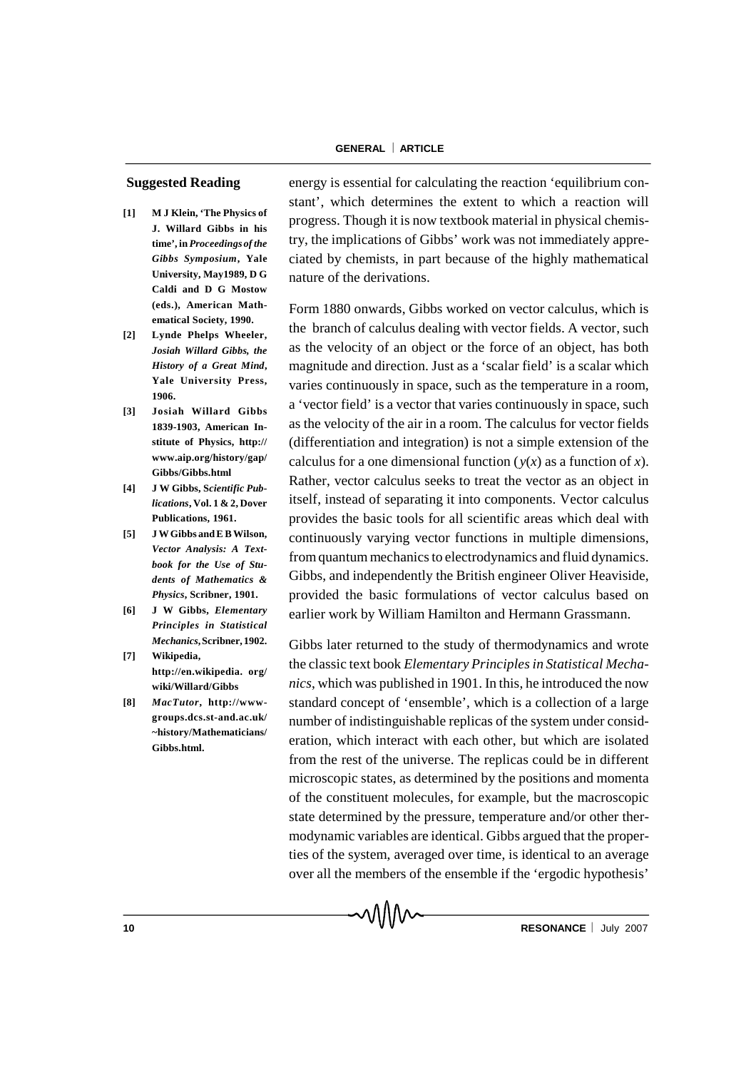energy is essential for calculating the reaction 'equilibrium constant', which determines the extent to which a reaction will progress. Though it is now textbook material in physical chemistry, the implications of Gibbs' work was not immediately appreciated by chemists, in part because of the highly mathematical nature of the derivations.

Form 1880 onwards, Gibbs worked on vector calculus, which is the branch of calculus dealing with vector fields. A vector, such as the velocity of an object or the force of an object, has both magnitude and direction. Just as a 'scalar field' is a scalar which varies continuously in space, such as the temperature in a room, a 'vector field' is a vector that varies continuously in space, such as the velocity of the air in a room. The calculus for vector fields (differentiation and integration) is not a simple extension of the calculus for a one dimensional function ($y(x)$ as a function of $x$). Rather, vector calculus seeks to treat the vector as an object in itself, instead of separating it into components. Vector calculus provides the basic tools for all scientific areas which deal with continuously varying vector functions in multiple dimensions, from quantum mechanics to electrodynamics and fluid dynamics. Gibbs, and independently the British engineer Oliver Heaviside, provided the basic formulations of vector calculus based on earlier work by William Hamilton and Hermann Grassmann.

Gibbs later returned to the study of thermodynamics and wrote the classic text book *Elementary Principles in Statistical Mechanics*, which was published in 1901. In this, he introduced the now standard concept of 'ensemble', which is a collection of a large number of indistinguishable replicas of the system under consideration, which interact with each other, but which are isolated from the rest of the universe. The replicas could be in different microscopic states, as determined by the positions and momenta of the constituent molecules, for example, but the macroscopic state determined by the pressure, temperature and/or other thermodynamic variables are identical. Gibbs argued that the properties of the system, averaged over time, is identical to an average over all the members of the ensemble if the 'ergodic hypothesis'

## Suggested Reading

- **[1]** **M J Klein, 'The Physics of J. Willard Gibbs in his time', in *Proceedings of the Gibbs Symposium*, Yale University, May1989, D G Caldi and D G Mostow (eds.), American Mathematical Society, 1990.**
- **[2]** **Lynde Phelps Wheeler, *Josiah Willard Gibbs, the History of a Great Mind*, Yale University Press, 1906.**
- **[3]** **Josiah Willard Gibbs 1839-1903, American Institute of Physics, http://www.aip.org/history/gap/Gibbs/Gibbs.html**
- **[4]** **J W Gibbs, *Scientific Publications*, Vol. 1 & 2, Dover Publications, 1961.**
- **[5]** **J W Gibbs and E B Wilson, *Vector Analysis: A Textbook for the Use of Students of Mathematics & Physics*, Scribner, 1901.**
- **[6]** **J W Gibbs, *Elementary Principles in Statistical Mechanics*, Scribner, 1902.**
- **[7]** **Wikipedia, http://en.wikipedia.org/wiki/Willard/Gibbs**
- **[8]** ***MacTutor*, http://www-groups.dcs.st-and.ac.uk/~history/Mathematicians/Gibbs.html.**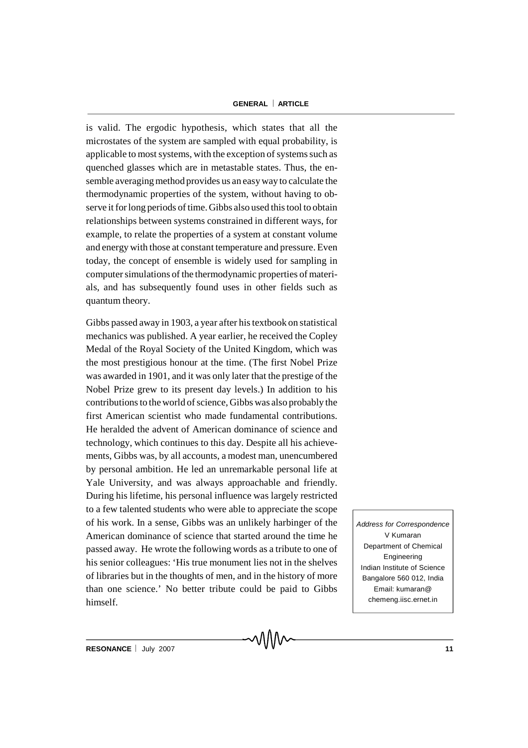is valid. The ergodic hypothesis, which states that all the microstates of the system are sampled with equal probability, is applicable to most systems, with the exception of systems such as quenched glasses which are in metastable states. Thus, the ensemble averaging method provides us an easy way to calculate the thermodynamic properties of the system, without having to observe it for long periods of time. Gibbs also used this tool to obtain relationships between systems constrained in different ways, for example, to relate the properties of a system at constant volume and energy with those at constant temperature and pressure. Even today, the concept of ensemble is widely used for sampling in computer simulations of the thermodynamic properties of materials, and has subsequently found uses in other fields such as quantum theory.

Gibbs passed away in 1903, a year after his textbook on statistical mechanics was published. A year earlier, he received the Copley Medal of the Royal Society of the United Kingdom, which was the most prestigious honour at the time. (The first Nobel Prize was awarded in 1901, and it was only later that the prestige of the Nobel Prize grew to its present day levels.) In addition to his contributions to the world of science, Gibbs was also probably the first American scientist who made fundamental contributions. He heralded the advent of American dominance of science and technology, which continues to this day. Despite all his achievements, Gibbs was, by all accounts, a modest man, unencumbered by personal ambition. He led an unremarkable personal life at Yale University, and was always approachable and friendly. During his lifetime, his personal influence was largely restricted to a few talented students who were able to appreciate the scope of his work. In a sense, Gibbs was an unlikely harbinger of the American dominance of science that started around the time he passed away. He wrote the following words as a tribute to one of his senior colleagues: 'His true monument lies not in the shelves of libraries but in the thoughts of men, and in the history of more than one science.' No better tribute could be paid to Gibbs himself.

*Address for Correspondence*
V Kumaran
Department of Chemical Engineering
Indian Institute of Science
Bangalore 560 012, India
Email: kumaran@chemeng.iisc.ernet.in